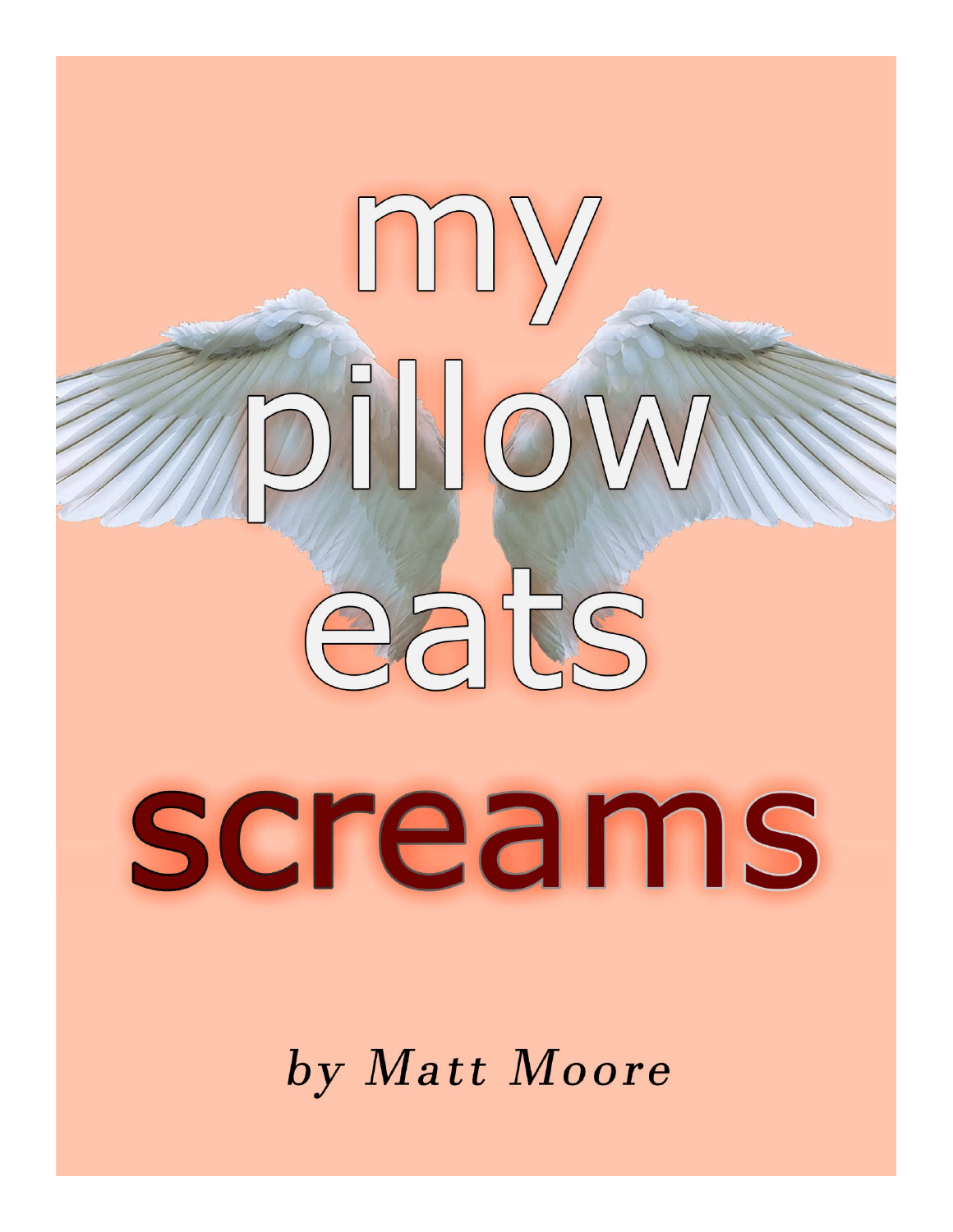# my pillow eats screams

*by Matt Moore*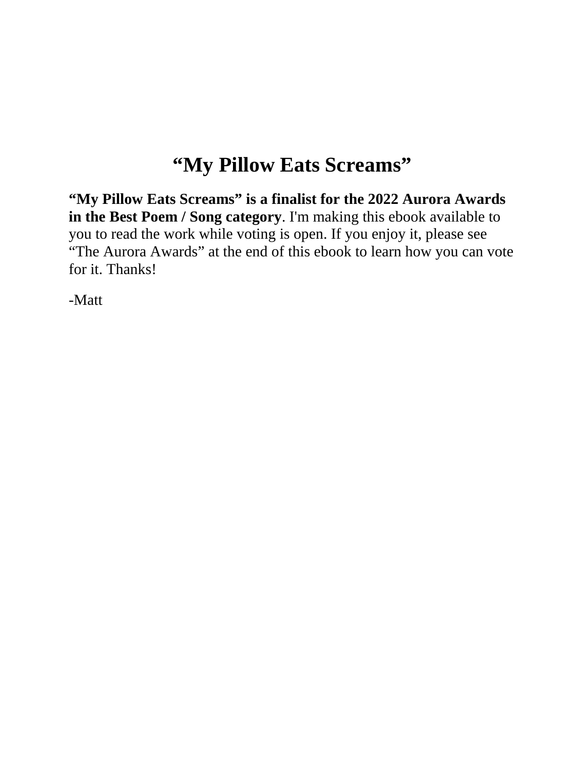# “My Pillow Eats Screams”

**“My Pillow Eats Screams” is a finalist for the 2022 Aurora Awards in the Best Poem / Song category**. I'm making this ebook available to you to read the work while voting is open. If you enjoy it, please see “The Aurora Awards” at the end of this ebook to learn how you can vote for it. Thanks!

-Matt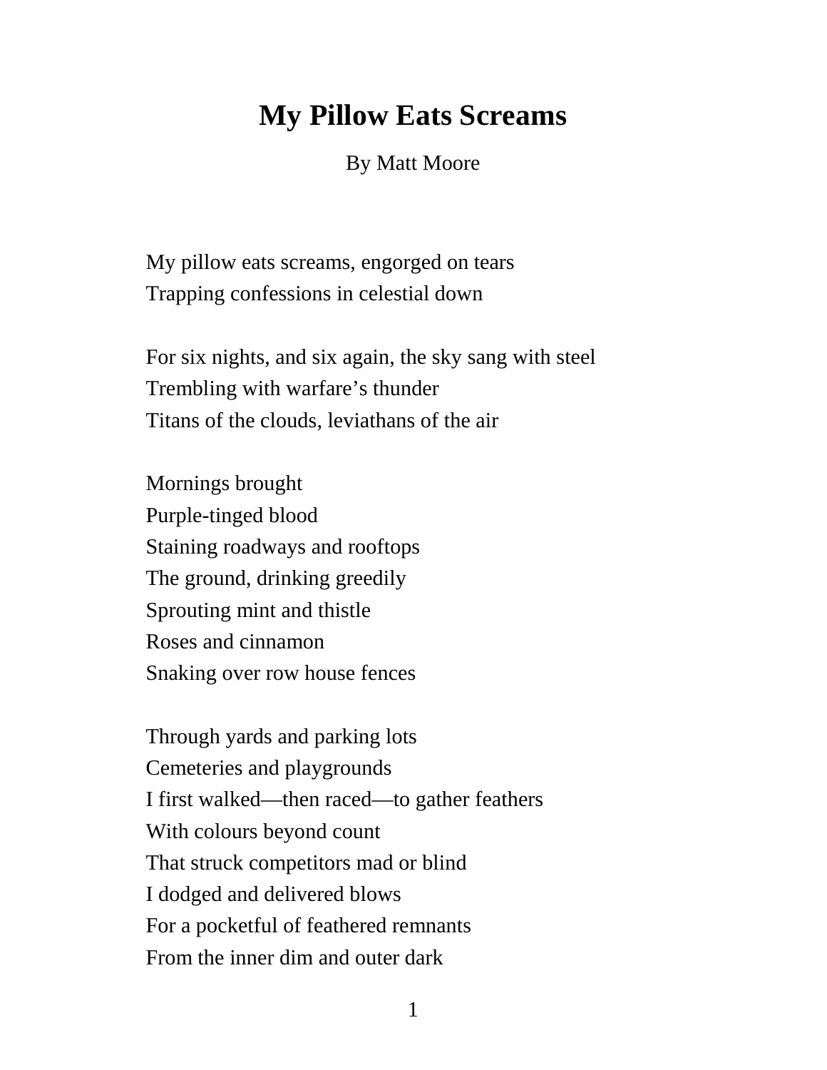# My Pillow Eats Screams

By Matt Moore

My pillow eats screams, engorged on tears
Trapping confessions in celestial down

For six nights, and six again, the sky sang with steel
Trembling with warfare's thunder
Titans of the clouds, leviathans of the air

Mornings brought
Purple-tinged blood
Staining roadways and rooftops
The ground, drinking greedily
Sprouting mint and thistle
Roses and cinnamon
Snaking over row house fences

Through yards and parking lots
Cemeteries and playgrounds
I first walked—then raced—to gather feathers
With colours beyond count
That struck competitors mad or blind
I dodged and delivered blows
For a pocketful of feathered remnants
From the inner dim and outer dark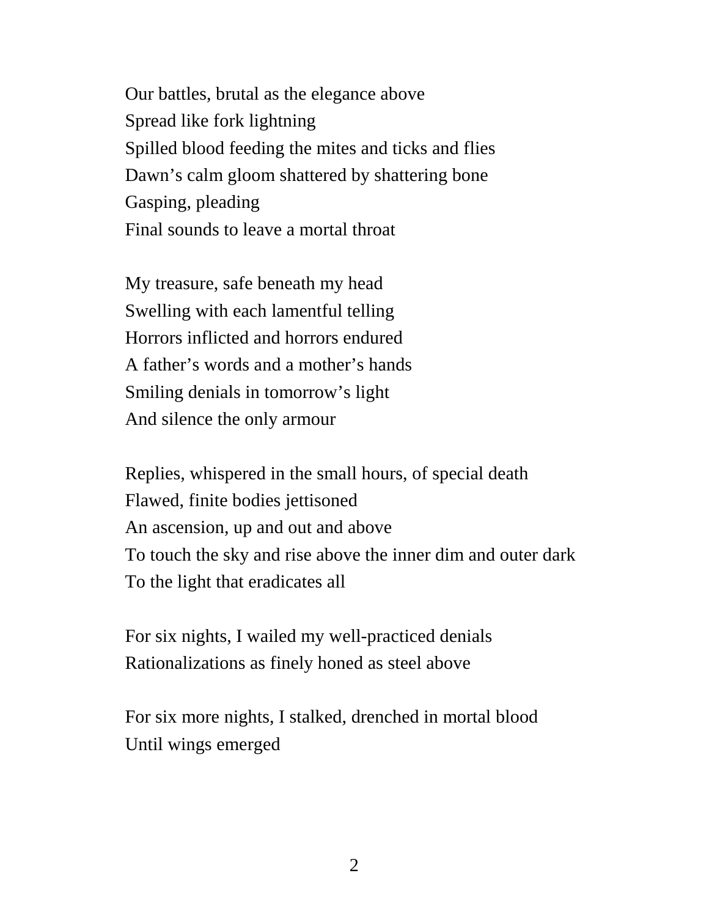Our battles, brutal as the elegance above  
Spread like fork lightning  
Spilled blood feeding the mites and ticks and flies  
Dawn's calm gloom shattered by shattering bone  
Gasping, pleading  
Final sounds to leave a mortal throat

My treasure, safe beneath my head  
Swelling with each lamentful telling  
Horrors inflicted and horrors endured  
A father's words and a mother's hands  
Smiling denials in tomorrow's light  
And silence the only armour

Replies, whispered in the small hours, of special death  
Flawed, finite bodies jettisoned  
An ascension, up and out and above  
To touch the sky and rise above the inner dim and outer dark  
To the light that eradicates all

For six nights, I wailed my well-practiced denials  
Rationalizations as finely honed as steel above

For six more nights, I stalked, drenched in mortal blood  
Until wings emerged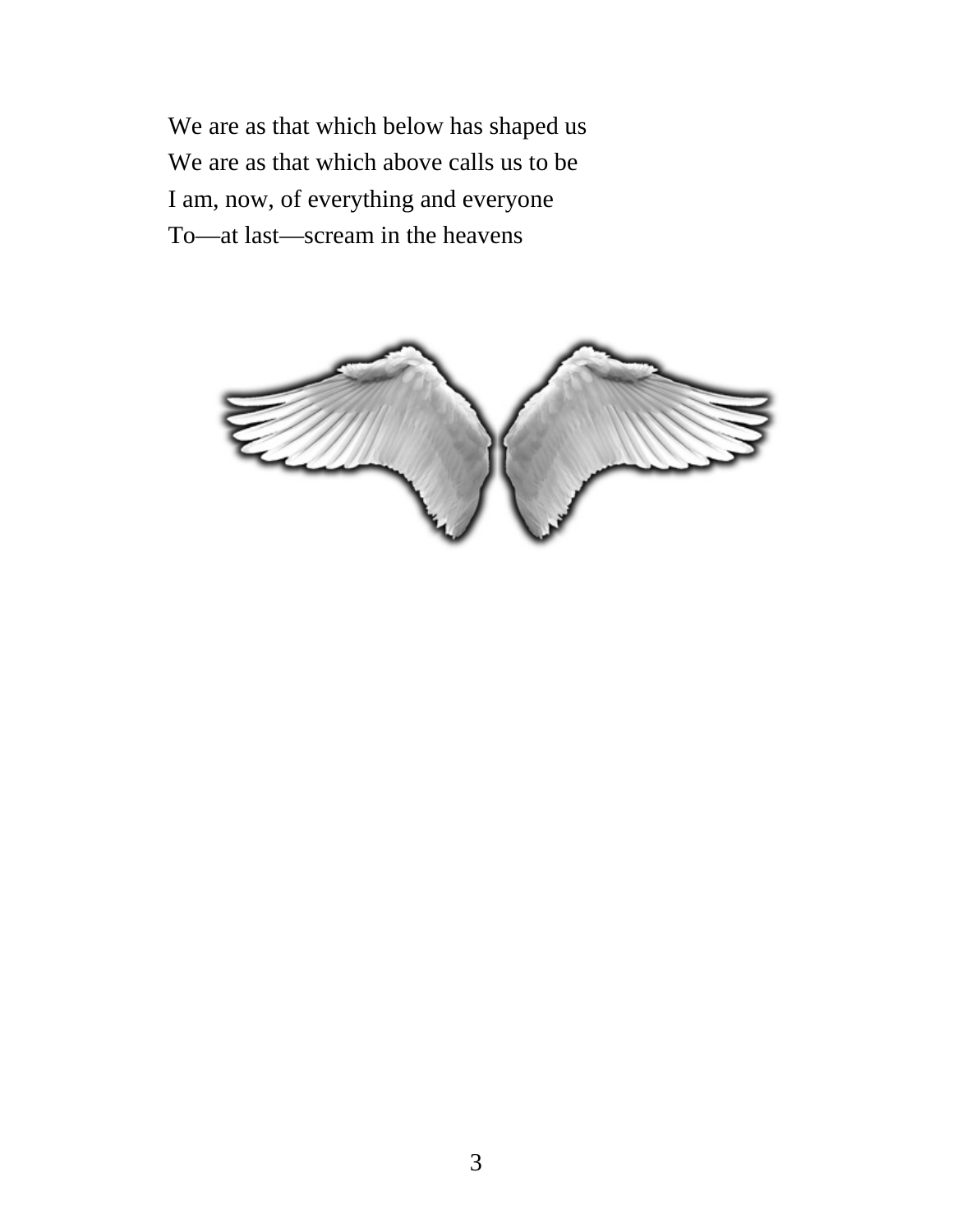We are as that which below has shaped us  
We are as that which above calls us to be  
I am, now, of everything and everyone  
To—at last—scream in the heavens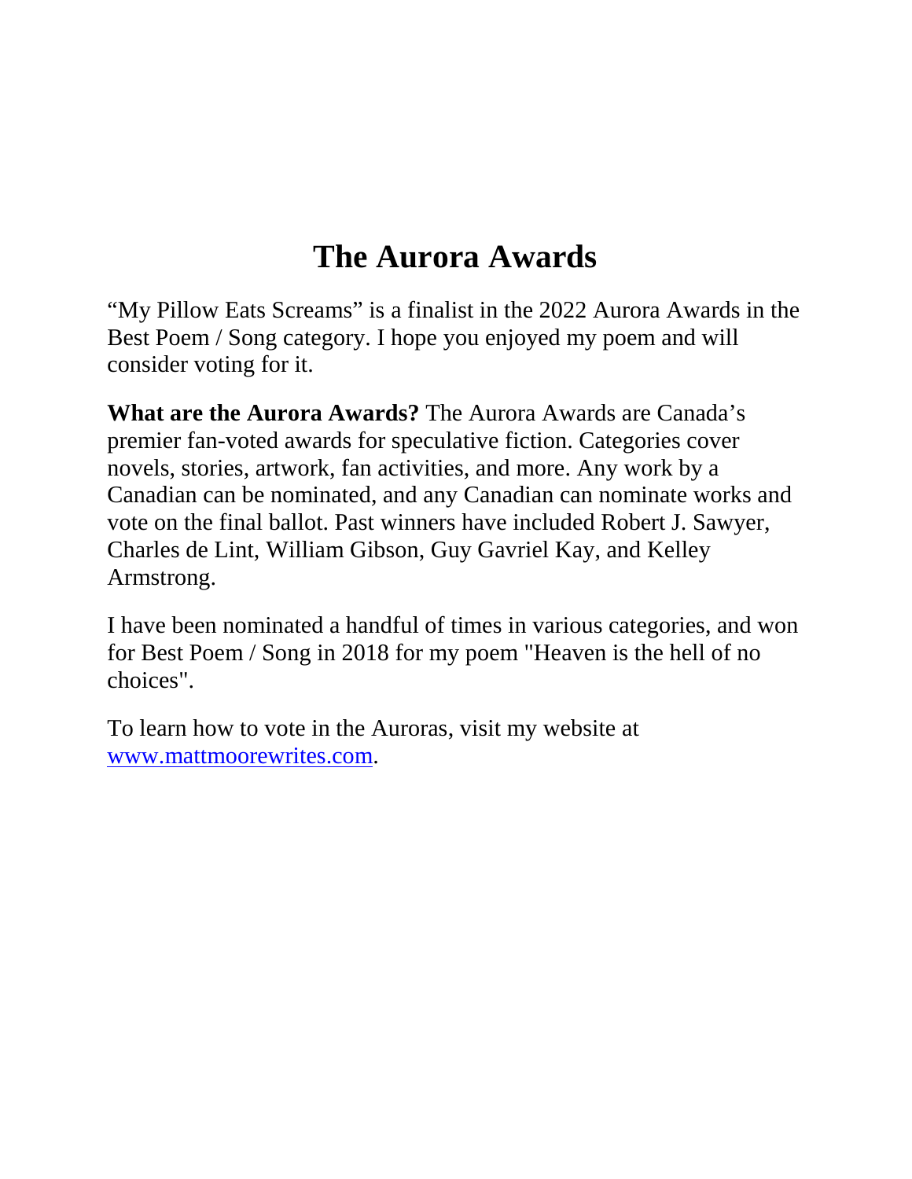# The Aurora Awards

“My Pillow Eats Screams” is a finalist in the 2022 Aurora Awards in the Best Poem / Song category. I hope you enjoyed my poem and will consider voting for it.

**What are the Aurora Awards?** The Aurora Awards are Canada’s premier fan-voted awards for speculative fiction. Categories cover novels, stories, artwork, fan activities, and more. Any work by a Canadian can be nominated, and any Canadian can nominate works and vote on the final ballot. Past winners have included Robert J. Sawyer, Charles de Lint, William Gibson, Guy Gavriel Kay, and Kelley Armstrong.

I have been nominated a handful of times in various categories, and won for Best Poem / Song in 2018 for my poem "Heaven is the hell of no choices".

To learn how to vote in the Auroras, visit my website at [www.mattmoorewrites.com](http://www.mattmoorewrites.com).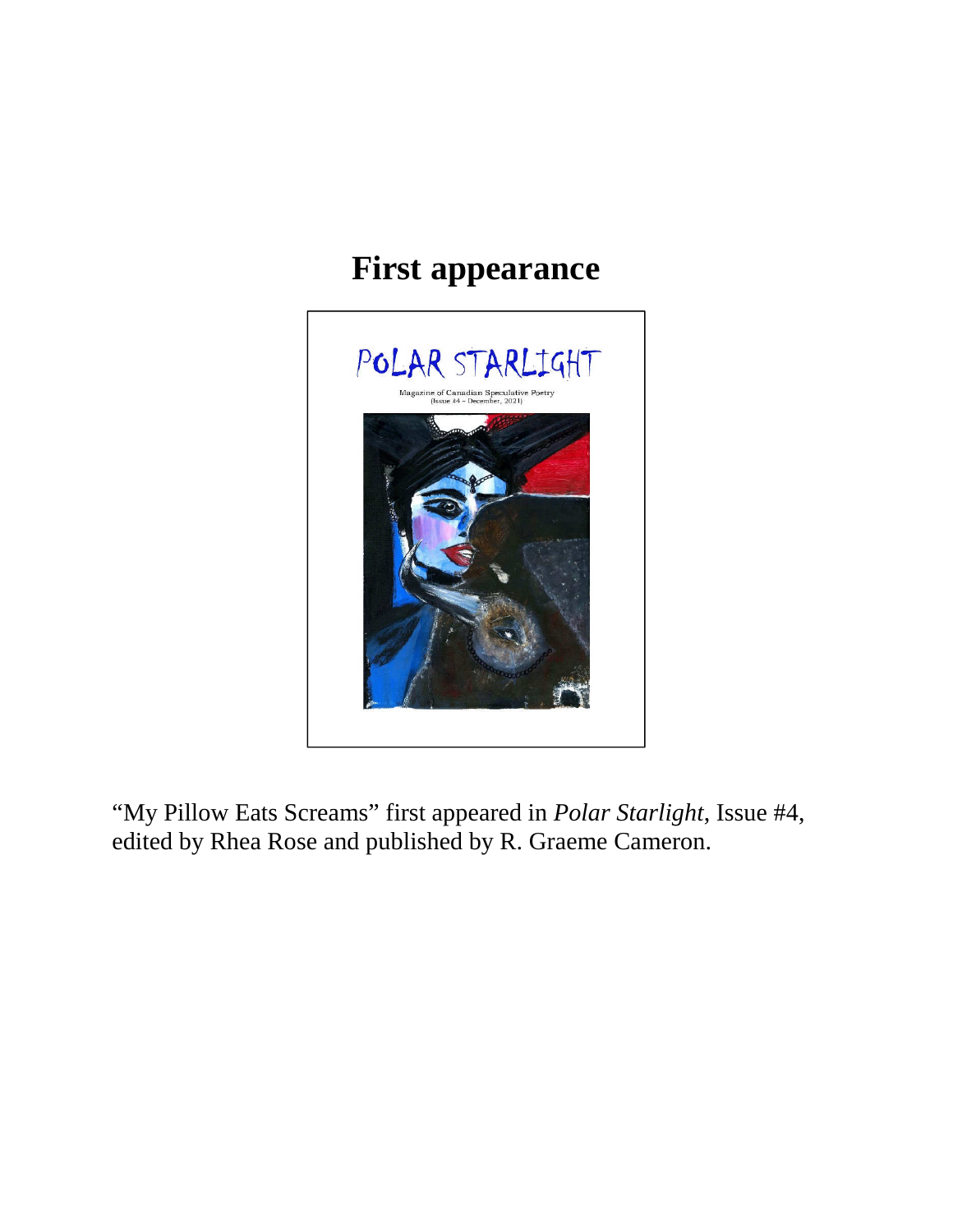# First appearance

“My Pillow Eats Screams” first appeared in *Polar Starlight*, Issue #4, edited by Rhea Rose and published by R. Graeme Cameron.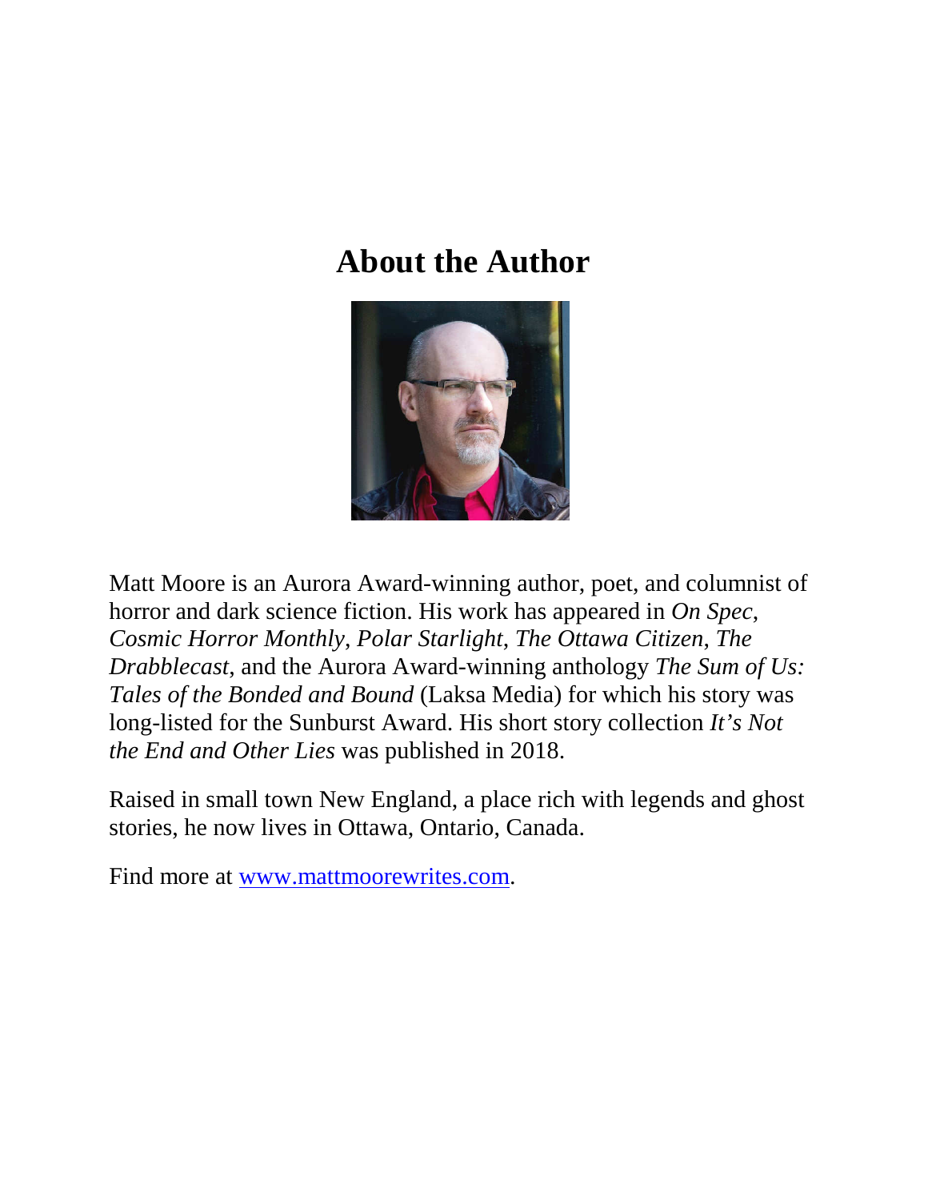# About the Author

Matt Moore is an Aurora Award-winning author, poet, and columnist of horror and dark science fiction. His work has appeared in *On Spec*, *Cosmic Horror Monthly*, *Polar Starlight*, *The Ottawa Citizen*, *The Drabblecast*, and the Aurora Award-winning anthology *The Sum of Us: Tales of the Bonded and Bound* (Laksa Media) for which his story was long-listed for the Sunburst Award. His short story collection *It's Not the End and Other Lies* was published in 2018.

Raised in small town New England, a place rich with legends and ghost stories, he now lives in Ottawa, Ontario, Canada.

Find more at [www.mattmoorewrites.com](http://www.mattmoorewrites.com).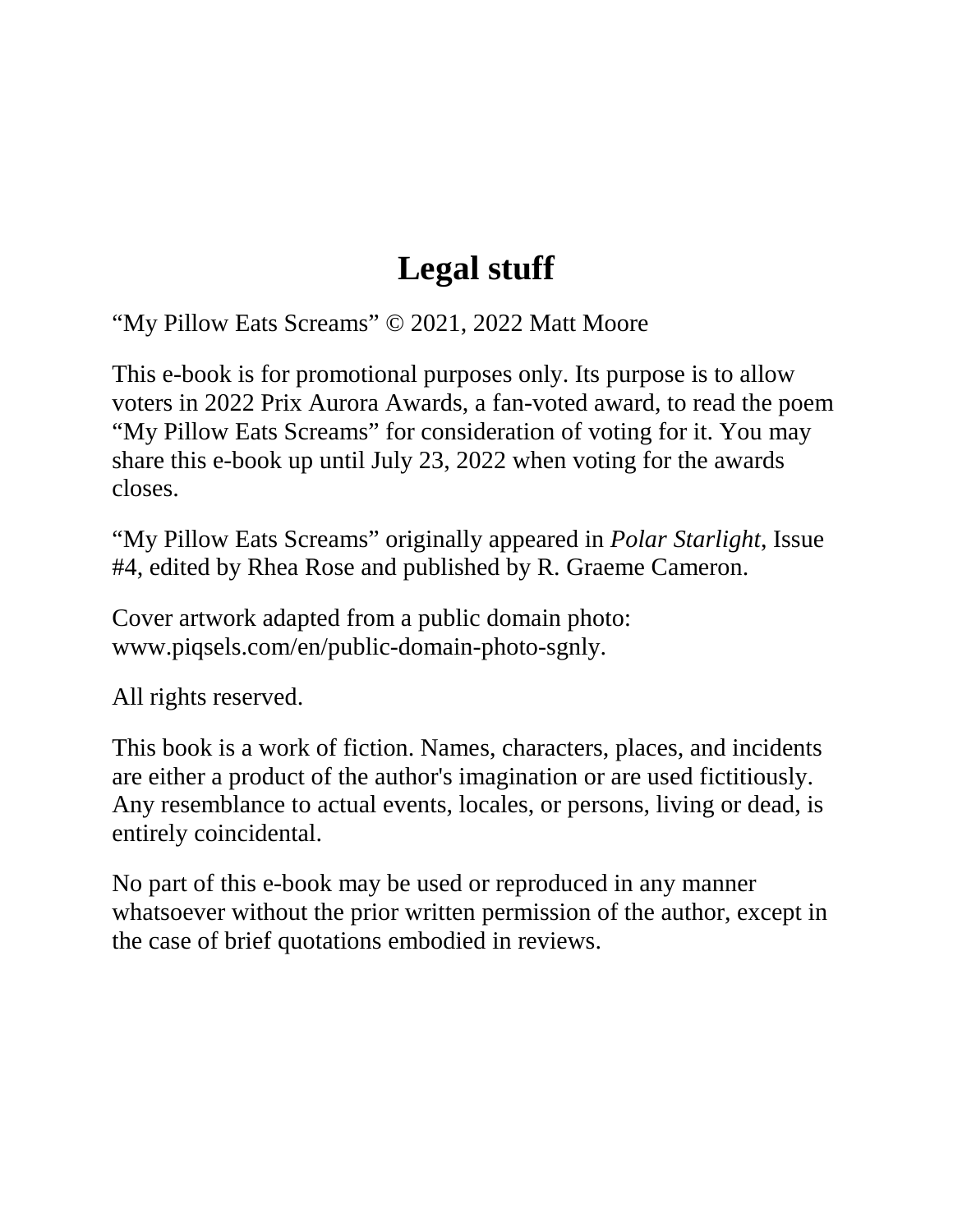# Legal stuff

“My Pillow Eats Screams” © 2021, 2022 Matt Moore

This e-book is for promotional purposes only. Its purpose is to allow voters in 2022 Prix Aurora Awards, a fan-voted award, to read the poem “My Pillow Eats Screams” for consideration of voting for it. You may share this e-book up until July 23, 2022 when voting for the awards closes.

“My Pillow Eats Screams” originally appeared in *Polar Starlight*, Issue #4, edited by Rhea Rose and published by R. Graeme Cameron.

Cover artwork adapted from a public domain photo: www.piqsels.com/en/public-domain-photo-sgnly.

All rights reserved.

This book is a work of fiction. Names, characters, places, and incidents are either a product of the author's imagination or are used fictitiously. Any resemblance to actual events, locales, or persons, living or dead, is entirely coincidental.

No part of this e-book may be used or reproduced in any manner whatsoever without the prior written permission of the author, except in the case of brief quotations embodied in reviews.